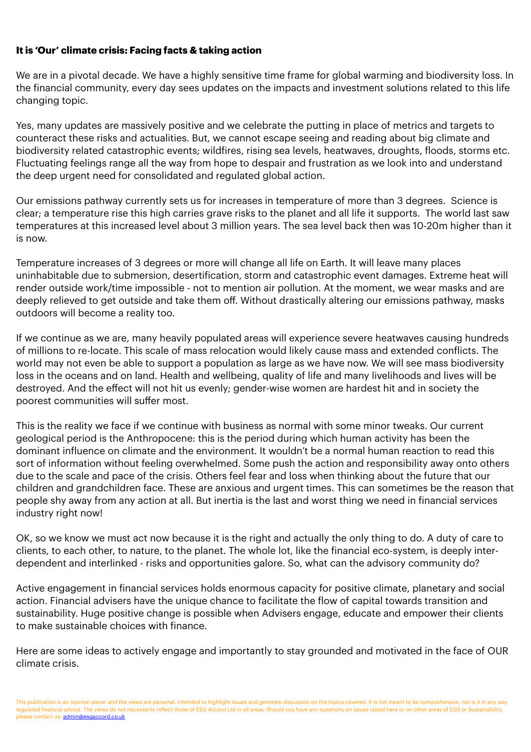**It is 'Our' climate crisis: Facing facts & taking action**

We are in a pivotal decade. We have a highly sensitive time frame for global warming and biodiversity loss. In the financial community, every day sees updates on the impacts and investment solutions related to this life changing topic.

Yes, many updates are massively positive and we celebrate the putting in place of metrics and targets to counteract these risks and actualities. But, we cannot escape seeing and reading about big climate and biodiversity related catastrophic events; wildfires, rising sea levels, heatwaves, droughts, floods, storms etc. Fluctuating feelings range all the way from hope to despair and frustration as we look into and understand the deep urgent need for consolidated and regulated global action.

Our emissions pathway currently sets us for increases in temperature of more than 3 degrees. Science is clear; a temperature rise this high carries grave risks to the planet and all life it supports. The world last saw temperatures at this increased level about 3 million years. The sea level back then was 10-20m higher than it is now.

Temperature increases of 3 degrees or more will change all life on Earth. It will leave many places uninhabitable due to submersion, desertification, storm and catastrophic event damages. Extreme heat will render outside work/time impossible - not to mention air pollution. At the moment, we wear masks and are deeply relieved to get outside and take them off. Without drastically altering our emissions pathway, masks outdoors will become a reality too.

If we continue as we are, many heavily populated areas will experience severe heatwaves causing hundreds of millions to re-locate. This scale of mass relocation would likely cause mass and extended conflicts. The world may not even be able to support a population as large as we have now. We will see mass biodiversity loss in the oceans and on land. Health and wellbeing, quality of life and many livelihoods and lives will be destroyed. And the effect will not hit us evenly; gender-wise women are hardest hit and in society the poorest communities will suffer most.

This is the reality we face if we continue with business as normal with some minor tweaks. Our current geological period is the Anthropocene: this is the period during which human activity has been the dominant influence on climate and the environment. It wouldn't be a normal human reaction to read this sort of information without feeling overwhelmed. Some push the action and responsibility away onto others due to the scale and pace of the crisis. Others feel fear and loss when thinking about the future that our children and grandchildren face. These are anxious and urgent times. This can sometimes be the reason that people shy away from any action at all. But inertia is the last and worst thing we need in financial services industry right now!

OK, so we know we must act now because it is the right and actually the only thing to do. A duty of care to clients, to each other, to nature, to the planet. The whole lot, like the financial eco-system, is deeply inter-dependent and interlinked - risks and opportunities galore. So, what can the advisory community do?

Active engagement in financial services holds enormous capacity for positive climate, planetary and social action. Financial advisers have the unique chance to facilitate the flow of capital towards transition and sustainability. Huge positive change is possible when Advisers engage, educate and empower their clients to make sustainable choices with finance.

Here are some ideas to actively engage and importantly to stay grounded and motivated in the face of OUR climate crisis.

This publication is an 'opinion piece' and the views are personal, intended to highlight issues and generate discussion on the topics covered. It is not meant to be comprehensive, nor is it in any way regulated financial advice. The views do not necessarily reflect those of ESG Accord Ltd in all areas. Should you have any questions on issues raised here or on other areas of ESG or Sustainability, please contact us: admin@esgaccord.co.uk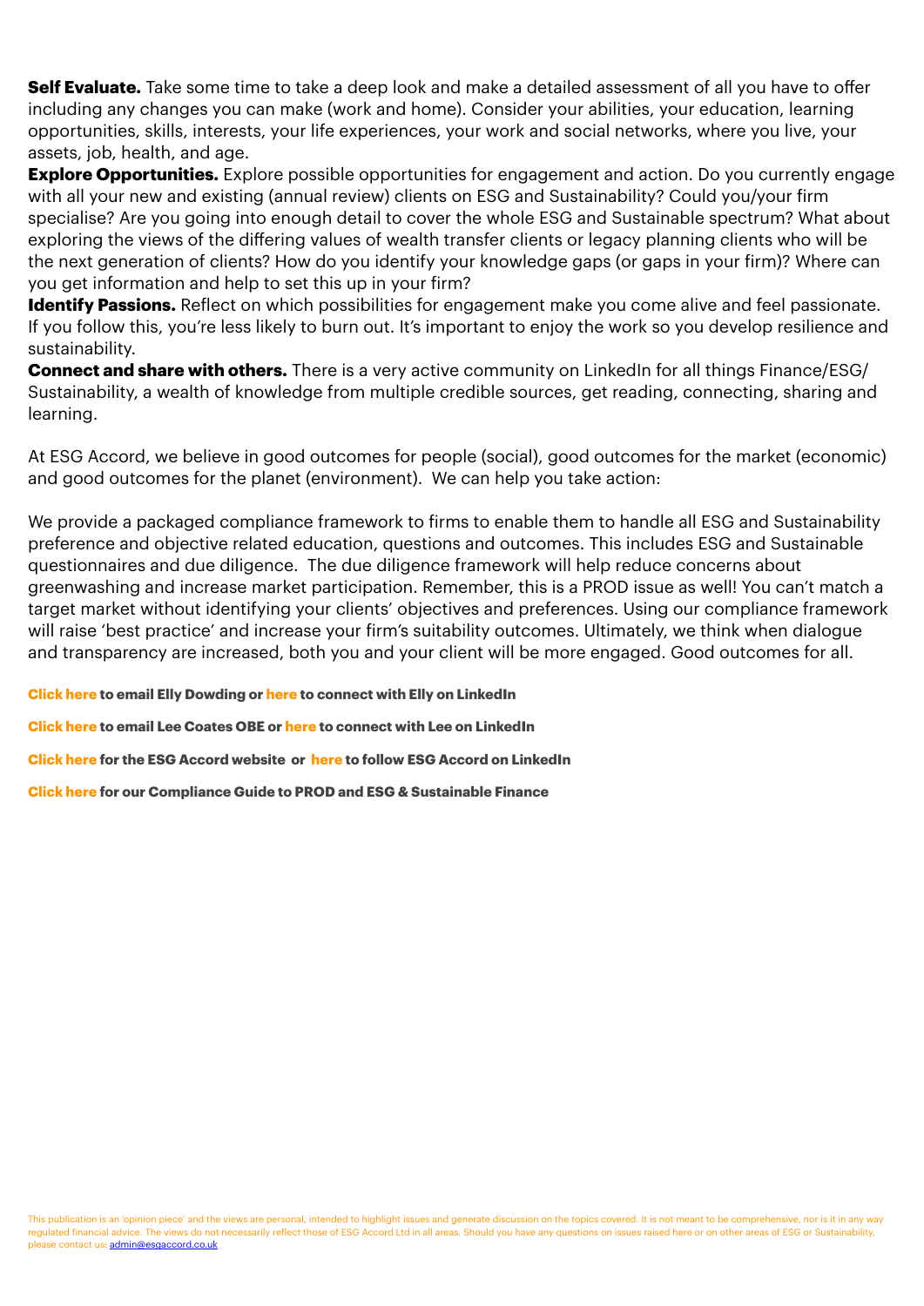**Self Evaluate.** Take some time to take a deep look and make a detailed assessment of all you have to offer including any changes you can make (work and home). Consider your abilities, your education, learning opportunities, skills, interests, your life experiences, your work and social networks, where you live, your assets, job, health, and age.

**Explore Opportunities.** Explore possible opportunities for engagement and action. Do you currently engage with all your new and existing (annual review) clients on ESG and Sustainability? Could you/your firm specialise? Are you going into enough detail to cover the whole ESG and Sustainable spectrum? What about exploring the views of the differing values of wealth transfer clients or legacy planning clients who will be the next generation of clients? How do you identify your knowledge gaps (or gaps in your firm)? Where can you get information and help to set this up in your firm?

**Identify Passions.** Reflect on which possibilities for engagement make you come alive and feel passionate. If you follow this, you're less likely to burn out. It's important to enjoy the work so you develop resilience and sustainability.

**Connect and share with others.** There is a very active community on LinkedIn for all things Finance/ESG/Sustainability, a wealth of knowledge from multiple credible sources, get reading, connecting, sharing and learning.

At ESG Accord, we believe in good outcomes for people (social), good outcomes for the market (economic) and good outcomes for the planet (environment). We can help you take action:

We provide a packaged compliance framework to firms to enable them to handle all ESG and Sustainability preference and objective related education, questions and outcomes. This includes ESG and Sustainable questionnaires and due diligence. The due diligence framework will help reduce concerns about greenwashing and increase market participation. Remember, this is a PROD issue as well! You can't match a target market without identifying your clients' objectives and preferences. Using our compliance framework will raise 'best practice' and increase your firm's suitability outcomes. Ultimately, we think when dialogue and transparency are increased, both you and your client will be more engaged. Good outcomes for all.

**Click here to email Elly Dowding or here to connect with Elly on LinkedIn**

**Click here to email Lee Coates OBE or here to connect with Lee on LinkedIn**

**Click here for the ESG Accord website or here to follow ESG Accord on LinkedIn**

**Click here for our Compliance Guide to PROD and ESG & Sustainable Finance**

This publication is an 'opinion piece' and the views are personal, intended to highlight issues and generate discussion on the topics covered. It is not meant to be comprehensive, nor is it in any way regulated financial advice. The views do not necessarily reflect those of ESG Accord Ltd in all areas. Should you have any questions on issues raised here or on other areas of ESG or Sustainability, please contact us: admin@esgaccord.co.uk